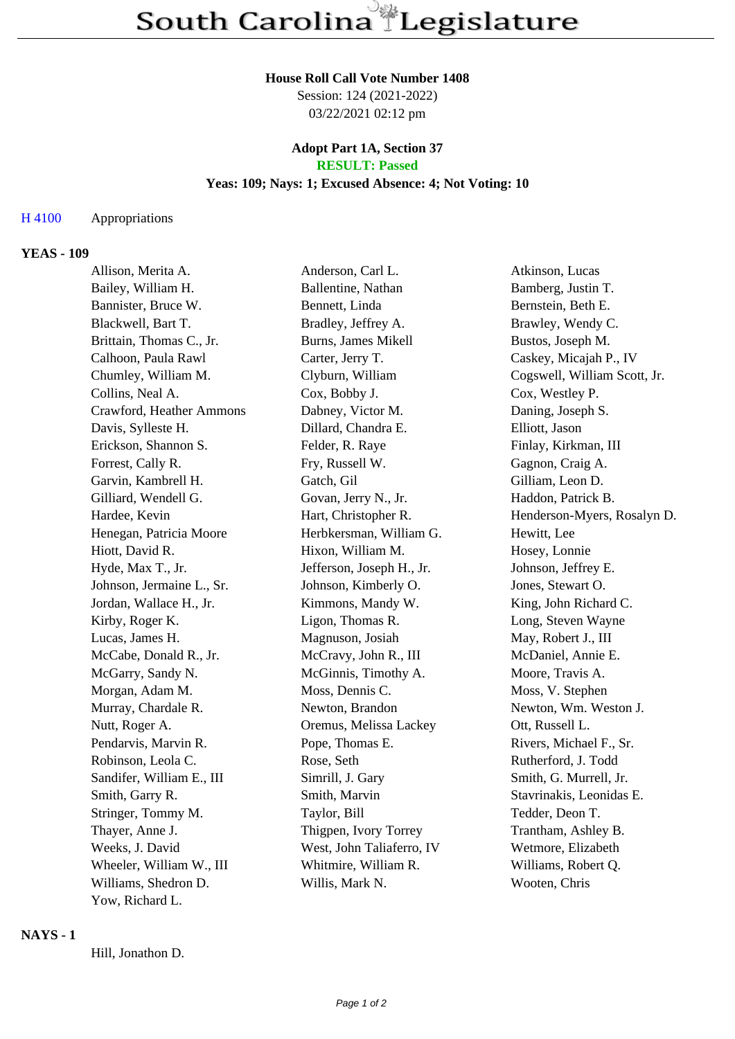# South Carolina Legislature

**House Roll Call Vote Number 1408**
Session: 124 (2021-2022)
03/22/2021 02:12 pm

**Adopt Part 1A, Section 37**
**RESULT: Passed**
**Yeas: 109; Nays: 1; Excused Absence: 4; Not Voting: 10**

H 4100 Appropriations

### YEAS - 109

| | | |
|---|---|---|
| Allison, Merita A. | Anderson, Carl L. | Atkinson, Lucas |
| Bailey, William H. | Ballentine, Nathan | Bamberg, Justin T. |
| Bannister, Bruce W. | Bennett, Linda | Bernstein, Beth E. |
| Blackwell, Bart T. | Bradley, Jeffrey A. | Brawley, Wendy C. |
| Brittain, Thomas C., Jr. | Burns, James Mikell | Bustos, Joseph M. |
| Calhoon, Paula Rawl | Carter, Jerry T. | Caskey, Micajah P., IV |
| Chumley, William M. | Clyburn, William | Cogswell, William Scott, Jr. |
| Collins, Neal A. | Cox, Bobby J. | Cox, Westley P. |
| Crawford, Heather Ammons | Dabney, Victor M. | Daning, Joseph S. |
| Davis, Sylleste H. | Dillard, Chandra E. | Elliott, Jason |
| Erickson, Shannon S. | Felder, R. Raye | Finlay, Kirkman, III |
| Forrest, Cally R. | Fry, Russell W. | Gagnon, Craig A. |
| Garvin, Kambrell H. | Gatch, Gil | Gilliam, Leon D. |
| Gilliard, Wendell G. | Govan, Jerry N., Jr. | Haddon, Patrick B. |
| Hardee, Kevin | Hart, Christopher R. | Henderson-Myers, Rosalyn D. |
| Henegan, Patricia Moore | Herbkersman, William G. | Hewitt, Lee |
| Hiott, David R. | Hixon, William M. | Hosey, Lonnie |
| Hyde, Max T., Jr. | Jefferson, Joseph H., Jr. | Johnson, Jeffrey E. |
| Johnson, Jermaine L., Sr. | Johnson, Kimberly O. | Jones, Stewart O. |
| Jordan, Wallace H., Jr. | Kimmons, Mandy W. | King, John Richard C. |
| Kirby, Roger K. | Ligon, Thomas R. | Long, Steven Wayne |
| Lucas, James H. | Magnuson, Josiah | May, Robert J., III |
| McCabe, Donald R., Jr. | McCravy, John R., III | McDaniel, Annie E. |
| McGarry, Sandy N. | McGinnis, Timothy A. | Moore, Travis A. |
| Morgan, Adam M. | Moss, Dennis C. | Moss, V. Stephen |
| Murray, Chardale R. | Newton, Brandon | Newton, Wm. Weston J. |
| Nutt, Roger A. | Oremus, Melissa Lackey | Ott, Russell L. |
| Pendarvis, Marvin R. | Pope, Thomas E. | Rivers, Michael F., Sr. |
| Robinson, Leola C. | Rose, Seth | Rutherford, J. Todd |
| Sandifer, William E., III | Simrill, J. Gary | Smith, G. Murrell, Jr. |
| Smith, Garry R. | Smith, Marvin | Stavrinakis, Leonidas E. |
| Stringer, Tommy M. | Taylor, Bill | Tedder, Deon T. |
| Thayer, Anne J. | Thigpen, Ivory Torrey | Trantham, Ashley B. |
| Weeks, J. David | West, John Taliaferro, IV | Wetmore, Elizabeth |
| Wheeler, William W., III | Whitmire, William R. | Williams, Robert Q. |
| Williams, Shedron D. | Willis, Mark N. | Wooten, Chris |
| Yow, Richard L. | | |

### NAYS - 1

Hill, Jonathon D.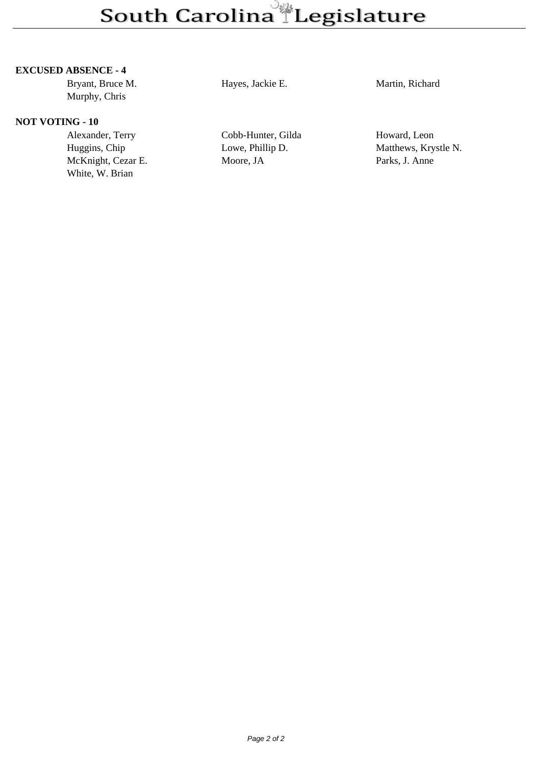**EXCUSED ABSENCE - 4**

| | | |
|---|---|---|
| Bryant, Bruce M. | Hayes, Jackie E. | Martin, Richard |
| Murphy, Chris | | |

**NOT VOTING - 10**

| | | |
|---|---|---|
| Alexander, Terry | Cobb-Hunter, Gilda | Howard, Leon |
| Huggins, Chip | Lowe, Phillip D. | Matthews, Krystle N. |
| McKnight, Cezar E. | Moore, JA | Parks, J. Anne |
| White, W. Brian | | |